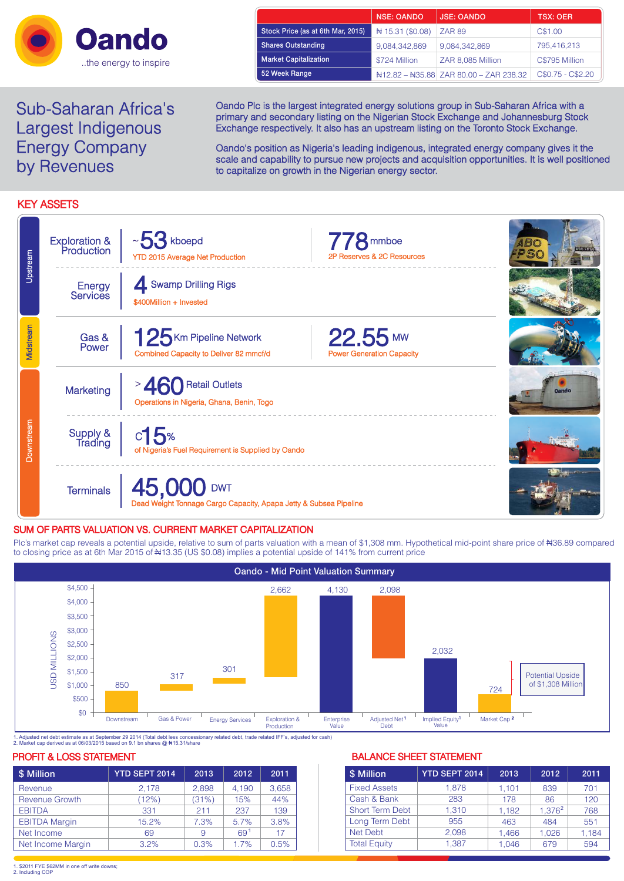# Oando

..the energy to inspire

| | NSE: OANDO | JSE: OANDO | TSX: OER |
|---|---|---|---|
| Stock Price (as at 6th Mar, 2015) | ₦ 15.31 ($0.08) | ZAR 89 | C$1.00 |
| Shares Outstanding | 9,084,342,869 | 9,084,342,869 | 795,416,213 |
| Market Capitalization | $724 Million | ZAR 8,085 Million | C$795 Million |
| 52 Week Range | ₦12.82 – ₦35.88 | ZAR 80.00 – ZAR 238.32 | C$0.75 - C$2.20 |

## Sub-Saharan Africa's Largest Indigenous Energy Company by Revenues

Oando Plc is the largest integrated energy solutions group in Sub-Saharan Africa with a primary and secondary listing on the Nigerian Stock Exchange and Johannesburg Stock Exchange respectively. It also has an upstream listing on the Toronto Stock Exchange.

Oando's position as Nigeria's leading indigenous, integrated energy company gives it the scale and capability to pursue new projects and acquisition opportunities. It is well positioned to capitalize on growth in the Nigerian energy sector.

## KEY ASSETS

### Upstream

**Exploration & Production**
- ~53 kboepd — YTD 2015 Average Net Production
- 778 mmboe — 2P Reserves & 2C Resources

**Energy Services**
- 4 Swamp Drilling Rigs — $400Million + Invested

### Midstream

**Gas & Power**
- 125 Km Pipeline Network — Combined Capacity to Deliver 82 mmcf/d
- 22.55 MW — Power Generation Capacity

### Downstream

**Marketing**
- >460 Retail Outlets — Operations in Nigeria, Ghana, Benin, Togo

**Supply & Trading**
- c15% — of Nigeria's Fuel Requirement is Supplied by Oando

**Terminals**
- 45,000 DWT — Dead Weight Tonnage Cargo Capacity, Apapa Jetty & Subsea Pipeline

## SUM OF PARTS VALUATION VS. CURRENT MARKET CAPITALIZATION

Plc's market cap reveals a potential upside, relative to sum of parts valuation with a mean of $1,308 mm. Hypothetical mid-point share price of ₦36.89 compared to closing price as at 6th Mar 2015 of ₦13.35 (US $0.08) implies a potential upside of 141% from current price

**Oando - Mid Point Valuation Summary** (USD MILLIONS)

| Component | Value |
|---|---|
| Downstream | 850 |
| Gas & Power | 317 |
| Energy Services | 301 |
| Exploration & Production | 2,662 |
| Enterprise Value | 4,130 |
| Adjusted Net Debt[1] | 2,098 |
| Implied Equity Value[1] | 2,032 |
| Market Cap[2] | 724 |

Potential Upside of $1,308 Million

1. Adjusted net debt estimate as at September 29 2014 (Total debt less concessionary related debt, trade related IFF's, adjusted for cash)
2. Market cap derived as at 06/03/2015 based on 9.1 bn shares @ ₦15.31/share

## PROFIT & LOSS STATEMENT

| $ Million | YTD SEPT 2014 | 2013 | 2012 | 2011 |
|---|---|---|---|---|
| Revenue | 2,178 | 2,898 | 4,190 | 3,658 |
| Revenue Growth | (12%) | (31%) | 15% | 44% |
| EBITDA | 331 | 211 | 237 | 139 |
| EBITDA Margin | 15.2% | 7.3% | 5.7% | 3.8% |
| Net Income | 69 | 9 | 69[1] | 17 |
| Net Income Margin | 3.2% | 0.3% | 1.7% | 0.5% |

## BALANCE SHEET STATEMENT

| $ Million | YTD SEPT 2014 | 2013 | 2012 | 2011 |
|---|---|---|---|---|
| Fixed Assets | 1,878 | 1,101 | 839 | 701 |
| Cash & Bank | 283 | 178 | 86 | 120 |
| Short Term Debt | 1,310 | 1,182 | 1,376[2] | 768 |
| Long Term Debt | 955 | 463 | 484 | 551 |
| Net Debt | 2,098 | 1,466 | 1,026 | 1,184 |
| Total Equity | 1,387 | 1,046 | 679 | 594 |

1. $2011 FYE $62MM in one off write downs;
2. Including COP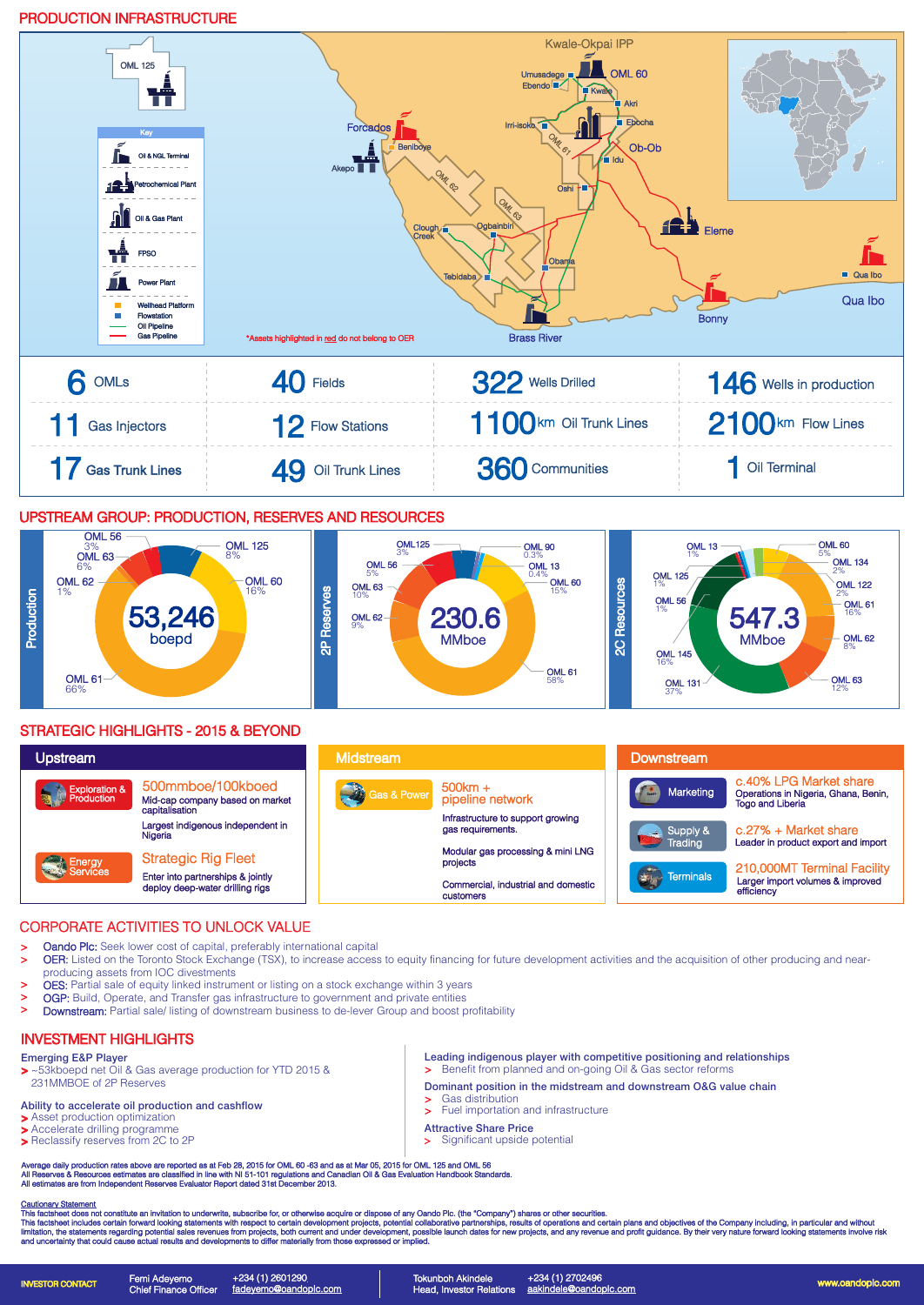## PRODUCTION INFRASTRUCTURE

OML 125

Key
Oil & NGL Terminal
Petrochemical Plant
Oil & Gas Plant
FPSO
Power Plant
Wellhead Platform
Flowstation
Oil Pipeline
Gas Pipeline

*Assets highlighted in red do not belong to OER

Kwale-Okpai IPP
OML 60
Umusadege
Ebendo
Kwale
Akri
Forcados
Beniboye
Akepo
Irri-isoko
OML 61
Ebocha
Ob-Ob
Idu
OML 62
Oshi
OML 63
Ogbainbiri
Clough Creek
Eleme
Tebidaba
Obama
Bonny
Qua Ibo
Brass River

| | | | |
|---|---|---|---|
| 6 OMLs | 40 Fields | 322 Wells Drilled | 146 Wells in production |
| 11 Gas Injectors | 12 Flow Stations | 1100km Oil Trunk Lines | 2100km Flow Lines |
| 17 Gas Trunk Lines | 49 Oil Trunk Lines | 360 Communities | 1 Oil Terminal |

## UPSTREAM GROUP: PRODUCTION, RESERVES AND RESOURCES

Production
53,246 boepd
OML 56 3%
OML 63 6%
OML 62 1%
OML 125 8%
OML 60 16%
OML 61 66%

2P Reserves
230.6 MMboe
OML125 3%
OML 56 5%
OML 63 10%
OML 62 9%
OML 90 0.3%
OML 13 0.4%
OML 60 15%
OML 61 58%

2C Resources
547.3 MMboe
OML 13 1%
OML 125 1%
OML 56 1%
OML 145 16%
OML 131 37%
OML 60 5%
OML 134 2%
OML 122 2%
OML 61 16%
OML 62 8%
OML 63 12%

## STRATEGIC HIGHLIGHTS - 2015 & BEYOND

### Upstream

**Exploration & Production**
500mmboe/100kboed
Mid-cap company based on market capitalisation
Largest indigenous independent in Nigeria

**Energy Services**
Strategic Rig Fleet
Enter into partnerships & jointly deploy deep-water drilling rigs

### Midstream

**Gas & Power**
500km + pipeline network
Infrastructure to support growing gas requirements.
Modular gas processing & mini LNG projects
Commercial, industrial and domestic customers

### Downstream

**Marketing**
c.40% LPG Market share
Operations in Nigeria, Ghana, Benin, Togo and Liberia

**Supply & Trading**
c.27% + Market share
Leader in product export and import

**Terminals**
210,000MT Terminal Facility
Larger import volumes & improved efficiency

## CORPORATE ACTIVITIES TO UNLOCK VALUE

> Oando Plc: Seek lower cost of capital, preferably international capital
> OER: Listed on the Toronto Stock Exchange (TSX), to increase access to equity financing for future development activities and the acquisition of other producing and near-producing assets from IOC divestments
> OES: Partial sale of equity linked instrument or listing on a stock exchange within 3 years
> OGP: Build, Operate, and Transfer gas infrastructure to government and private entities
> Downstream: Partial sale/ listing of downstream business to de-lever Group and boost profitability

## INVESTMENT HIGHLIGHTS

**Emerging E&P Player**
> ~53kboepd net Oil & Gas average production for YTD 2015 & 231MMBOE of 2P Reserves

**Ability to accelerate oil production and cashflow**
> Asset production optimization
> Accelerate drilling programme
> Reclassify reserves from 2C to 2P

**Leading indigenous player with competitive positioning and relationships**
> Benefit from planned and on-going Oil & Gas sector reforms

**Dominant position in the midstream and downstream O&G value chain**
> Gas distribution
> Fuel importation and infrastructure

**Attractive Share Price**
> Significant upside potential

Average daily production rates above are reported as at Feb 28, 2015 for OML 60 -63 and as at Mar 05, 2015 for OML 125 and OML 56
All Reserves & Resources estimates are classified in line with NI 51-101 regulations and Canadian Oil & Gas Evaluation Handbook Standards.
All estimates are from Independent Reserves Evaluator Report dated 31st December 2013.

Cautionary Statement
This factsheet does not constitute an invitation to underwrite, subscribe for, or otherwise acquire or dispose of any Oando Plc. (the "Company") shares or other securities.
This factsheet includes certain forward looking statements with respect to certain development projects, potential collaborative partnerships, results of operations and certain plans and objectives of the Company including, in particular and without limitation, the statements regarding potential sales revenues from projects, both current and under development, possible launch dates for new projects, and any revenue and profit guidance. By their very nature forward looking statements involve risk and uncertainty that could cause actual results and developments to differ materially from those expressed or implied.

INVESTOR CONTACT
Femi Adeyemo, Chief Finance Officer, +234 (1) 2601290, fadeyemo@oandoplc.com
Tokunboh Akindele, Head, Investor Relations, +234 (1) 2702496, aakindele@oandoplc.com
www.oandoplc.com